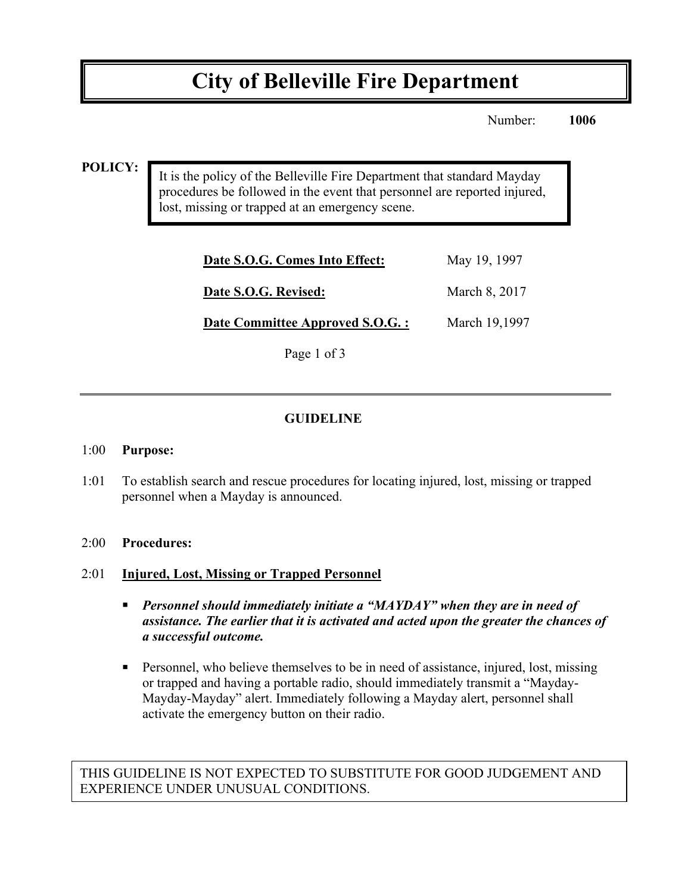# City of Belleville Fire Department

Number: **1006**

**POLICY:**

It is the policy of the Belleville Fire Department that standard Mayday procedures be followed in the event that personnel are reported injured, lost, missing or trapped at an emergency scene.

| | |
|---|---|
| **Date S.O.G. Comes Into Effect:** | May 19, 1997 |
| **Date S.O.G. Revised:** | March 8, 2017 |
| **Date Committee Approved S.O.G. :** | March 19,1997 |

---

## GUIDELINE

1:00 **Purpose:**

1:01 To establish search and rescue procedures for locating injured, lost, missing or trapped personnel when a Mayday is announced.

2:00 **Procedures:**

2:01 **Injured, Lost, Missing or Trapped Personnel**

- ***Personnel should immediately initiate a "MAYDAY" when they are in need of assistance. The earlier that it is activated and acted upon the greater the chances of a successful outcome.***

- Personnel, who believe themselves to be in need of assistance, injured, lost, missing or trapped and having a portable radio, should immediately transmit a "Mayday-Mayday-Mayday" alert. Immediately following a Mayday alert, personnel shall activate the emergency button on their radio.

THIS GUIDELINE IS NOT EXPECTED TO SUBSTITUTE FOR GOOD JUDGEMENT AND EXPERIENCE UNDER UNUSUAL CONDITIONS.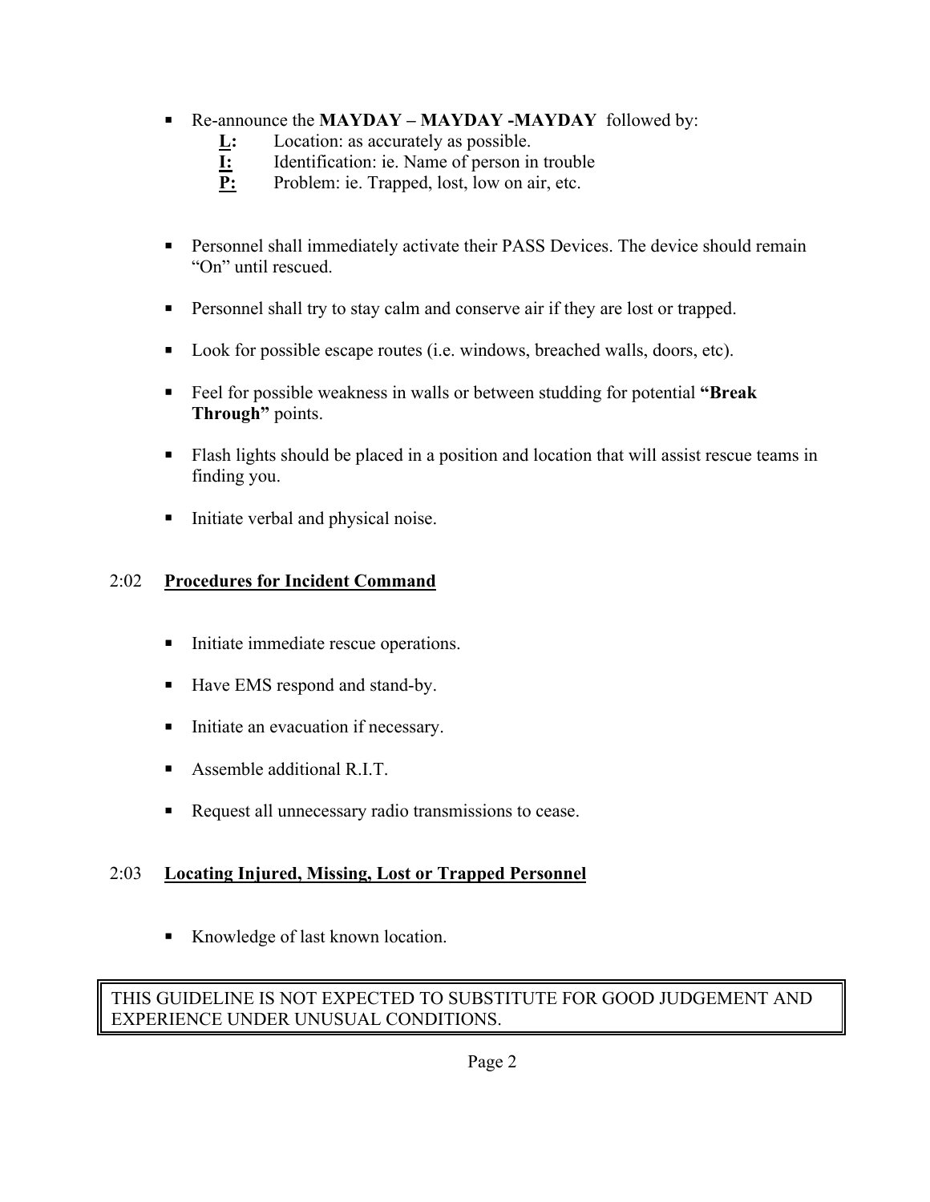- Re-announce the **MAYDAY – MAYDAY -MAYDAY** followed by:
  - **L:** Location: as accurately as possible.
  - **I:** Identification: ie. Name of person in trouble
  - **P:** Problem: ie. Trapped, lost, low on air, etc.

- Personnel shall immediately activate their PASS Devices. The device should remain "On" until rescued.

- Personnel shall try to stay calm and conserve air if they are lost or trapped.

- Look for possible escape routes (i.e. windows, breached walls, doors, etc).

- Feel for possible weakness in walls or between studding for potential **"Break Through"** points.

- Flash lights should be placed in a position and location that will assist rescue teams in finding you.

- Initiate verbal and physical noise.

## 2:02 Procedures for Incident Command

- Initiate immediate rescue operations.

- Have EMS respond and stand-by.

- Initiate an evacuation if necessary.

- Assemble additional R.I.T.

- Request all unnecessary radio transmissions to cease.

## 2:03 Locating Injured, Missing, Lost or Trapped Personnel

- Knowledge of last known location.

THIS GUIDELINE IS NOT EXPECTED TO SUBSTITUTE FOR GOOD JUDGEMENT AND EXPERIENCE UNDER UNUSUAL CONDITIONS.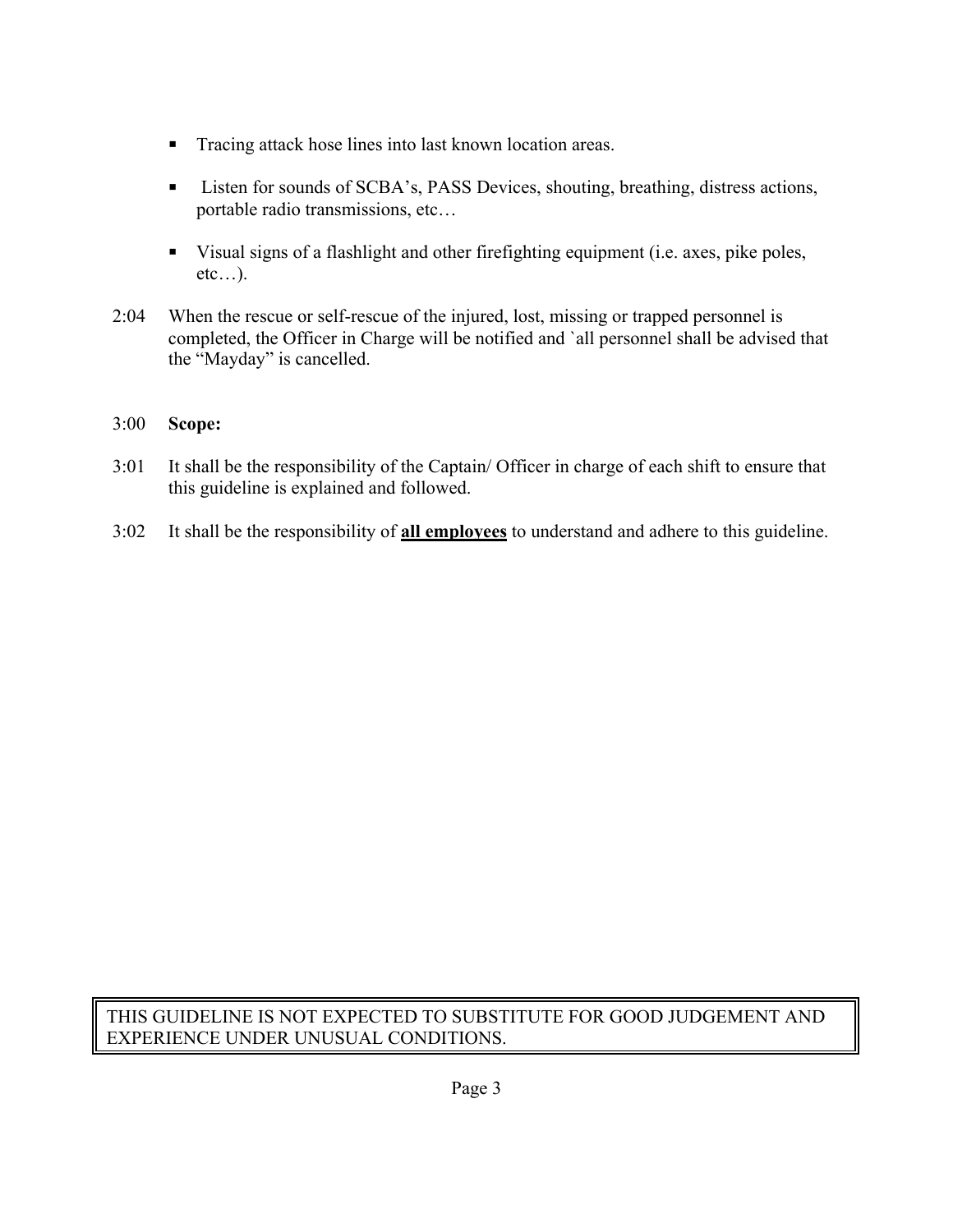- Tracing attack hose lines into last known location areas.

- Listen for sounds of SCBA's, PASS Devices, shouting, breathing, distress actions, portable radio transmissions, etc…

- Visual signs of a flashlight and other firefighting equipment (i.e. axes, pike poles, etc…).

2:04 When the rescue or self-rescue of the injured, lost, missing or trapped personnel is completed, the Officer in Charge will be notified and `all personnel shall be advised that the "Mayday" is cancelled.

3:00 **Scope:**

3:01 It shall be the responsibility of the Captain/ Officer in charge of each shift to ensure that this guideline is explained and followed.

3:02 It shall be the responsibility of **<u>all employees</u>** to understand and adhere to this guideline.

THIS GUIDELINE IS NOT EXPECTED TO SUBSTITUTE FOR GOOD JUDGEMENT AND EXPERIENCE UNDER UNUSUAL CONDITIONS.